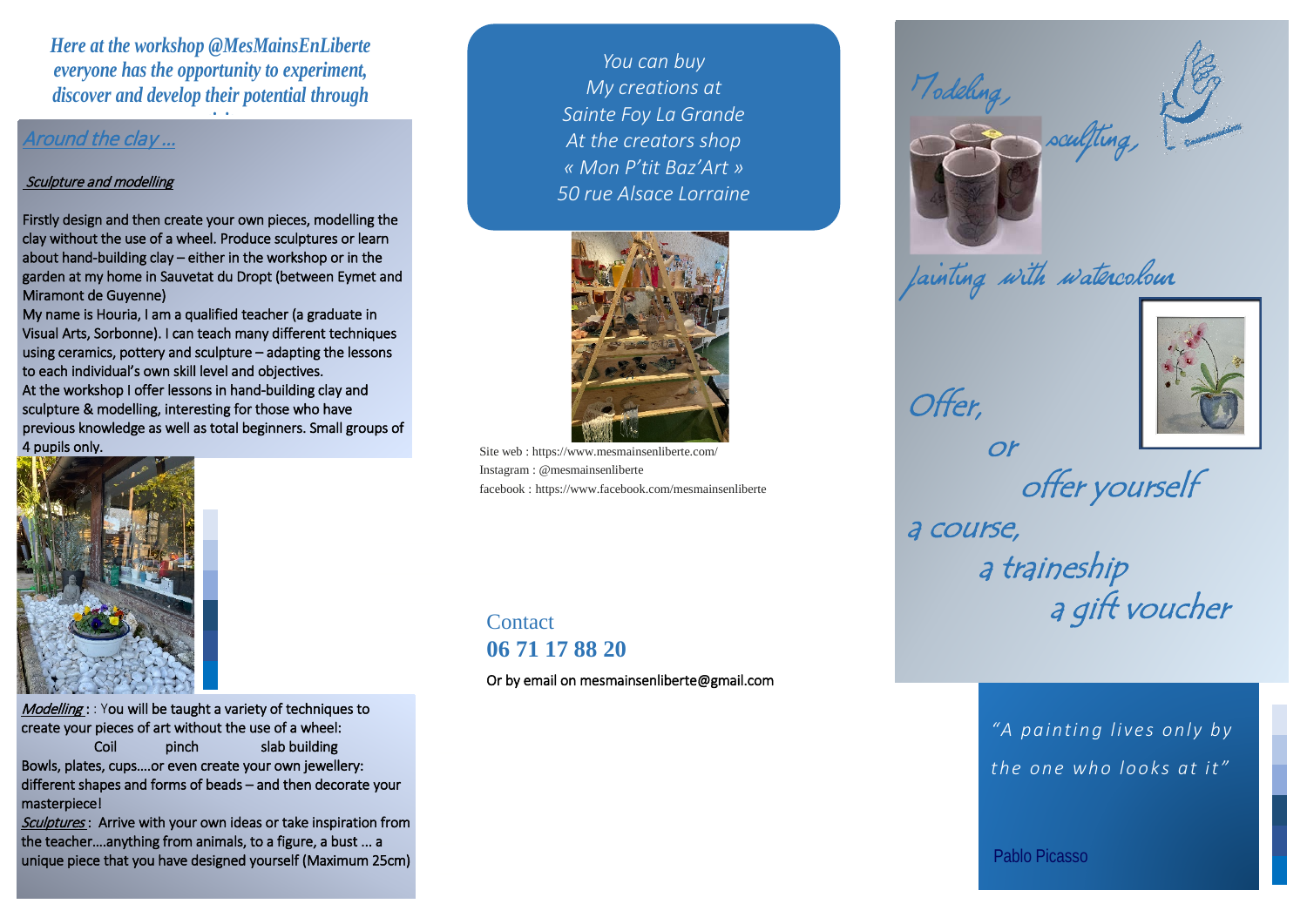*Here at the workshop @MesMainsEnLiberte everyone has the opportunity to experiment, discover and develop their potential through*

## Around the clay ...

### Sculpture and modelling

Firstly design and then create your own pieces, modelling the clay without the use of a wheel. Produce sculptures or learn about hand-building clay – either in the workshop or in the garden at my home in Sauvetat du Dropt (between Eymet and Miramont de Guyenne)

My name is Houria, I am a qualified teacher (a graduate in Visual Arts, Sorbonne). I can teach many different techniques using ceramics, pottery and sculpture – adapting the lessons to each individual's own skill level and objectives.

At the workshop I offer lessons in hand-building clay and sculpture & modelling, interesting for those who have previous knowledge as well as total beginners. Small groups of 4 pupils only.

*Modelling* : : You will be taught a variety of techniques to create your pieces of art without the use of a wheel:

Coil pinch slab building

Bowls, plates, cups….or even create your own jewellery: different shapes and forms of beads – and then decorate your masterpiece!

*Sculptures* : Arrive with your own ideas or take inspiration from the teacher….anything from animals, to a figure, a bust … a unique piece that you have designed yourself (Maximum 25cm)

*You can buy*
*My creations at*
*Sainte Foy La Grande*
*At the creators shop*
*« Mon P'tit Baz'Art »*
*50 rue Alsace Lorraine*

Site web : https://www.mesmainsenliberte.com/
Instagram : @mesmainsenliberte
facebook : https://www.facebook.com/mesmainsenliberte

Contact
**06 71 17 88 20**

Or by email on mesmainsenliberte@gmail.com

*Modeling, sculpting, painting with watercolour*

*Offer, or offer yourself a course, a traineeship a gift voucher*

*"A painting lives only by the one who looks at it"*

Pablo Picasso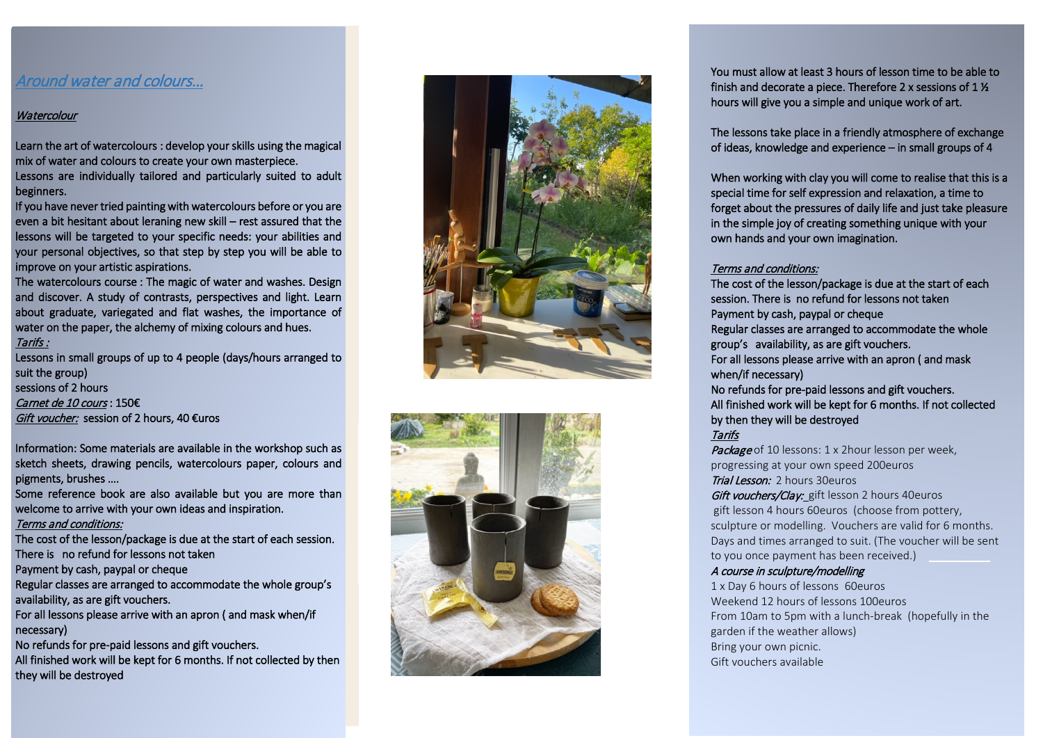## *Around water and colours…*

### *Watercolour*

Learn the art of watercolours : develop your skills using the magical mix of water and colours to create your own masterpiece.
Lessons are individually tailored and particularly suited to adult beginners.
If you have never tried painting with watercolours before or you are even a bit hesitant about leraning new skill – rest assured that the lessons will be targeted to your specific needs: your abilities and your personal objectives, so that step by step you will be able to improve on your artistic aspirations.
The watercolours course : The magic of water and washes. Design and discover. A study of contrasts, perspectives and light. Learn about graduate, variegated and flat washes, the importance of water on the paper, the alchemy of mixing colours and hues.

*Tarifs :*
Lessons in small groups of up to 4 people (days/hours arranged to suit the group)
sessions of 2 hours
*Carnet de 10 cours* : 150€
*Gift voucher:* session of 2 hours, 40 €uros

Information: Some materials are available in the workshop such as sketch sheets, drawing pencils, watercolours paper, colours and pigments, brushes ….
Some reference book are also available but you are more than welcome to arrive with your own ideas and inspiration.

*Terms and conditions:*
The cost of the lesson/package is due at the start of each session. There is no refund for lessons not taken
Payment by cash, paypal or cheque
Regular classes are arranged to accommodate the whole group's availability, as are gift vouchers.
For all lessons please arrive with an apron ( and mask when/if necessary)
No refunds for pre-paid lessons and gift vouchers.
All finished work will be kept for 6 months. If not collected by then they will be destroyed

You must allow at least 3 hours of lesson time to be able to finish and decorate a piece. Therefore 2 x sessions of 1 ½ hours will give you a simple and unique work of art.

The lessons take place in a friendly atmosphere of exchange of ideas, knowledge and experience – in small groups of 4

When working with clay you will come to realise that this is a special time for self expression and relaxation, a time to forget about the pressures of daily life and just take pleasure in the simple joy of creating something unique with your own hands and your own imagination.

*Terms and conditions:*
The cost of the lesson/package is due at the start of each session. There is no refund for lessons not taken
Payment by cash, paypal or cheque
Regular classes are arranged to accommodate the whole group's availability, as are gift vouchers.
For all lessons please arrive with an apron ( and mask when/if necessary)
No refunds for pre-paid lessons and gift vouchers.
All finished work will be kept for 6 months. If not collected by then they will be destroyed

*Tarifs*
*Package* of 10 lessons: 1 x 2hour lesson per week, progressing at your own speed 200euros
*Trial Lesson:* 2 hours 30euros
*Gift vouchers/Clay:* gift lesson 2 hours 40euros
gift lesson 4 hours 60euros (choose from pottery, sculpture or modelling. Vouchers are valid for 6 months. Days and times arranged to suit. (The voucher will be sent to you once payment has been received.)

*A course in sculpture/modelling*
1 x Day 6 hours of lessons 60euros
Weekend 12 hours of lessons 100euros
From 10am to 5pm with a lunch-break (hopefully in the garden if the weather allows)
Bring your own picnic.
Gift vouchers available